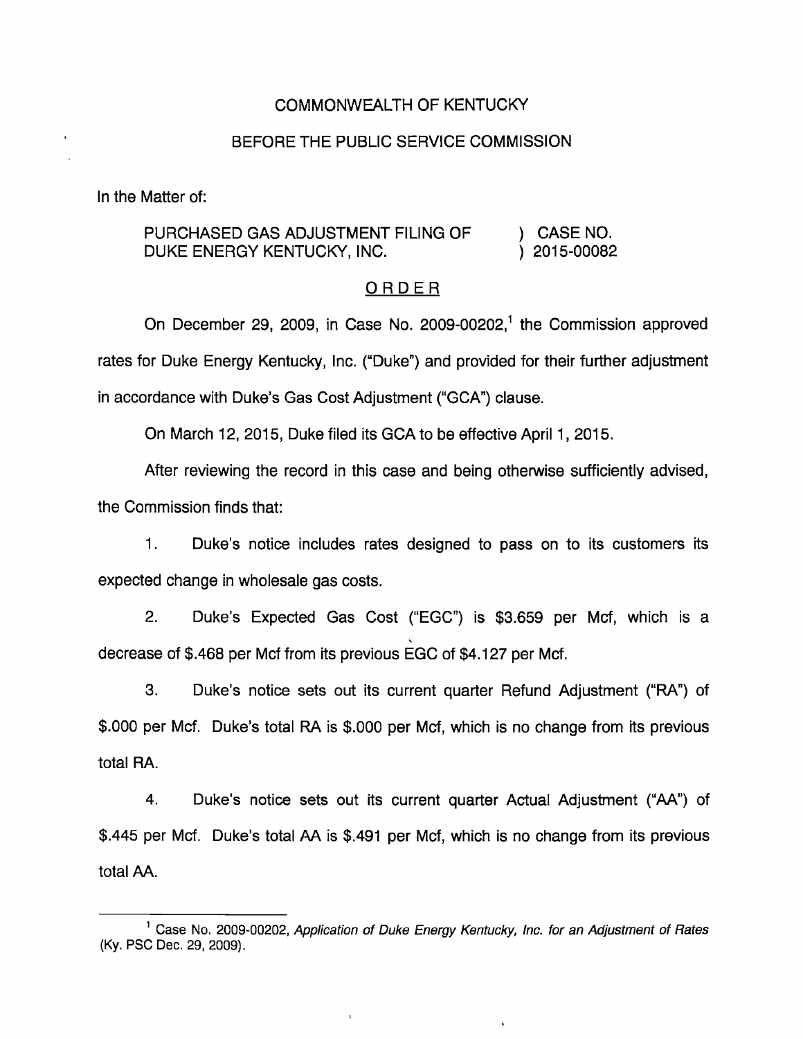COMMONWEALTH OF KENTUCKY

BEFORE THE PUBLIC SERVICE COMMISSION

In the Matter of:

PURCHASED GAS ADJUSTMENT FILING OF DUKE ENERGY KENTUCKY, INC. ) CASE NO. 2015-00082

## ORDER

On December 29, 2009, in Case No. 2009-00202,[1] the Commission approved rates for Duke Energy Kentucky, Inc. ("Duke") and provided for their further adjustment in accordance with Duke's Gas Cost Adjustment ("GCA") clause.

On March 12, 2015, Duke filed its GCA to be effective April 1, 2015.

After reviewing the record in this case and being otherwise sufficiently advised, the Commission finds that:

1. Duke's notice includes rates designed to pass on to its customers its expected change in wholesale gas costs.

2. Duke's Expected Gas Cost ("EGC") is $3.659 per Mcf, which is a decrease of $.468 per Mcf from its previous EGC of $4.127 per Mcf.

3. Duke's notice sets out its current quarter Refund Adjustment ("RA") of $.000 per Mcf. Duke's total RA is $.000 per Mcf, which is no change from its previous total RA.

4. Duke's notice sets out its current quarter Actual Adjustment ("AA") of $.445 per Mcf. Duke's total AA is $.491 per Mcf, which is no change from its previous total AA.

[1] Case No. 2009-00202, *Application of Duke Energy Kentucky, Inc. for an Adjustment of Rates* (Ky. PSC Dec. 29, 2009).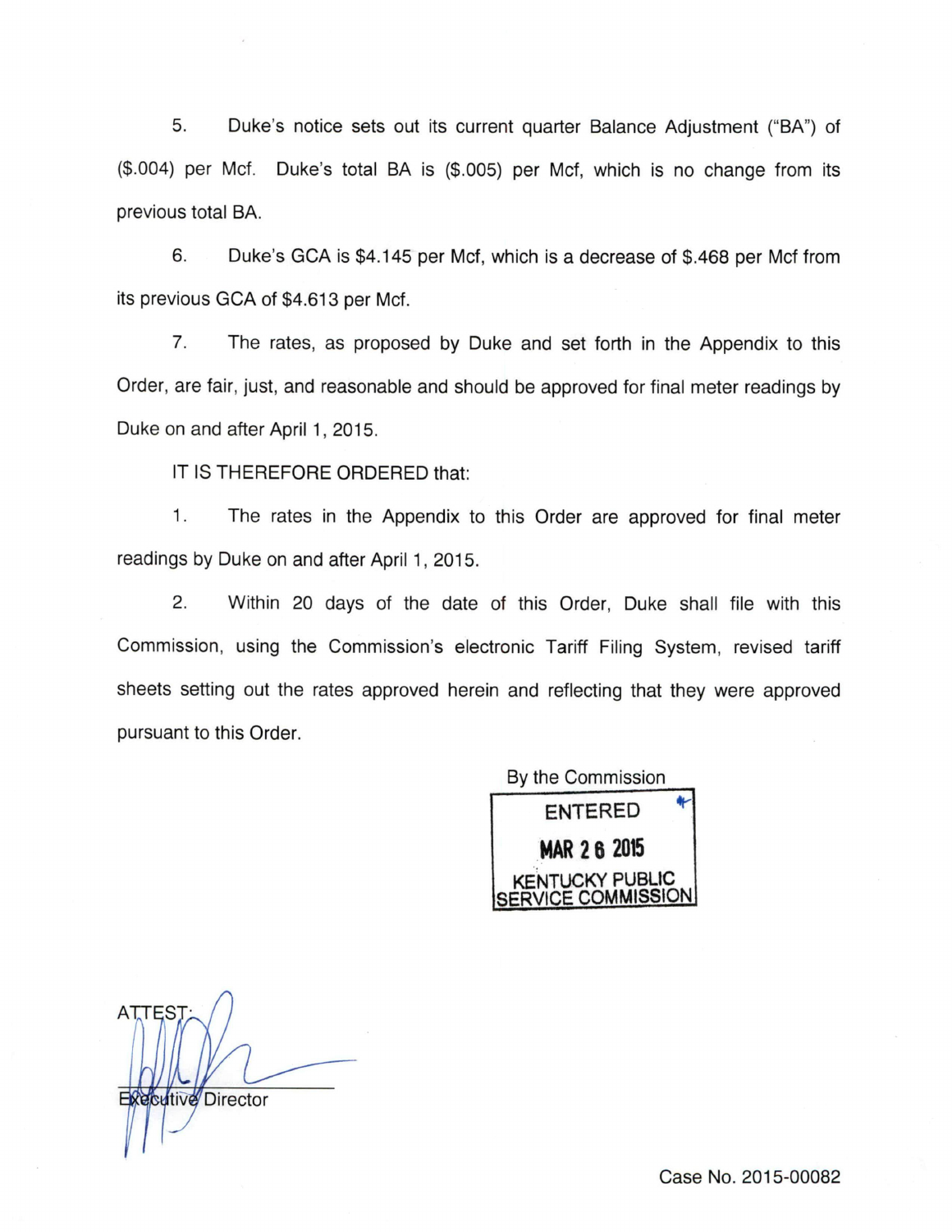5. Duke's notice sets out its current quarter Balance Adjustment ("BA") of ($.004) per Mcf. Duke's total BA is ($.005) per Mcf, which is no change from its previous total BA.

6. Duke's GCA is $4.145 per Mcf, which is a decrease of $.468 per Mcf from its previous GCA of $4.613 per Mcf.

7. The rates, as proposed by Duke and set forth in the Appendix to this Order, are fair, just, and reasonable and should be approved for final meter readings by Duke on and after April 1, 2015.

IT IS THEREFORE ORDERED that:

1. The rates in the Appendix to this Order are approved for final meter readings by Duke on and after April 1, 2015.

2. Within 20 days of the date of this Order, Duke shall file with this Commission, using the Commission's electronic Tariff Filing System, revised tariff sheets setting out the rates approved herein and reflecting that they were approved pursuant to this Order.

By the Commission

ENTERED

MAR 26 2015

KENTUCKY PUBLIC SERVICE COMMISSION

ATTEST:

Executive Director

Case No. 2015-00082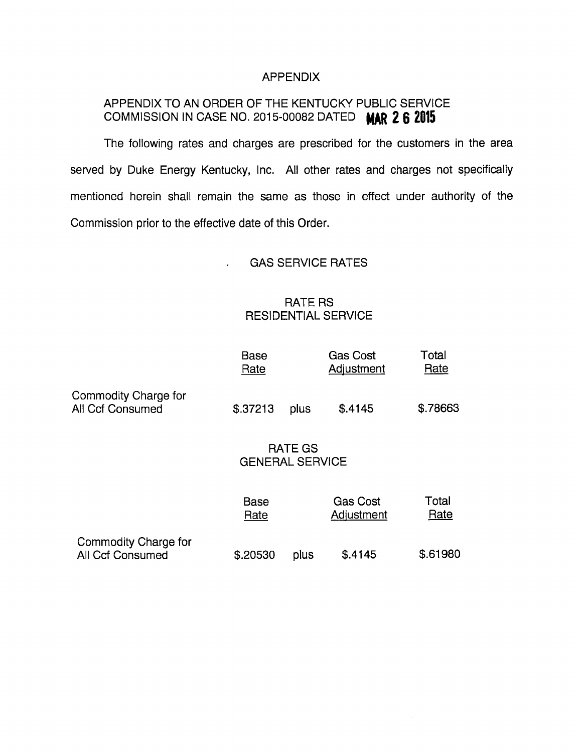# APPENDIX

APPENDIX TO AN ORDER OF THE KENTUCKY PUBLIC SERVICE COMMISSION IN CASE NO. 2015-00082 DATED **MAR 2 6 2015**

The following rates and charges are prescribed for the customers in the area served by Duke Energy Kentucky, Inc. All other rates and charges not specifically mentioned herein shall remain the same as those in effect under authority of the Commission prior to the effective date of this Order.

## GAS SERVICE RATES

### RATE RS
### RESIDENTIAL SERVICE

| | Base Rate | | Gas Cost Adjustment | Total Rate |
|---|---|---|---|---|
| Commodity Charge for All Ccf Consumed | $.37213 | plus | $.4145 | $.78663 |

### RATE GS
### GENERAL SERVICE

| | Base Rate | | Gas Cost Adjustment | Total Rate |
|---|---|---|---|---|
| Commodity Charge for All Ccf Consumed | $.20530 | plus | $.4145 | $.61980 |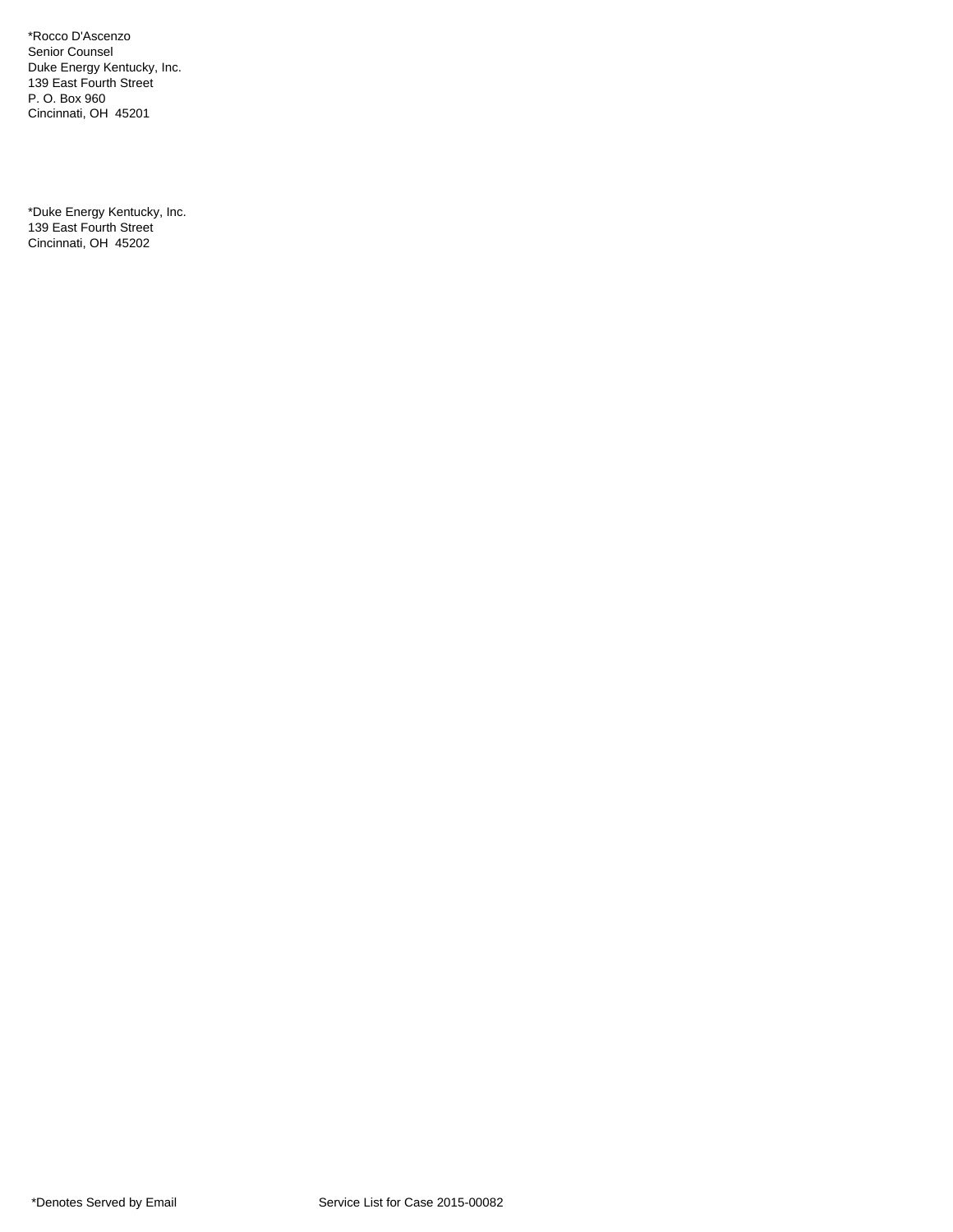*Rocco D'Ascenzo
Senior Counsel
Duke Energy Kentucky, Inc.
139 East Fourth Street
P. O. Box 960
Cincinnati, OH  45201

*Duke Energy Kentucky, Inc.
139 East Fourth Street
Cincinnati, OH  45202

*Denotes Served by Email

Service List for Case 2015-00082